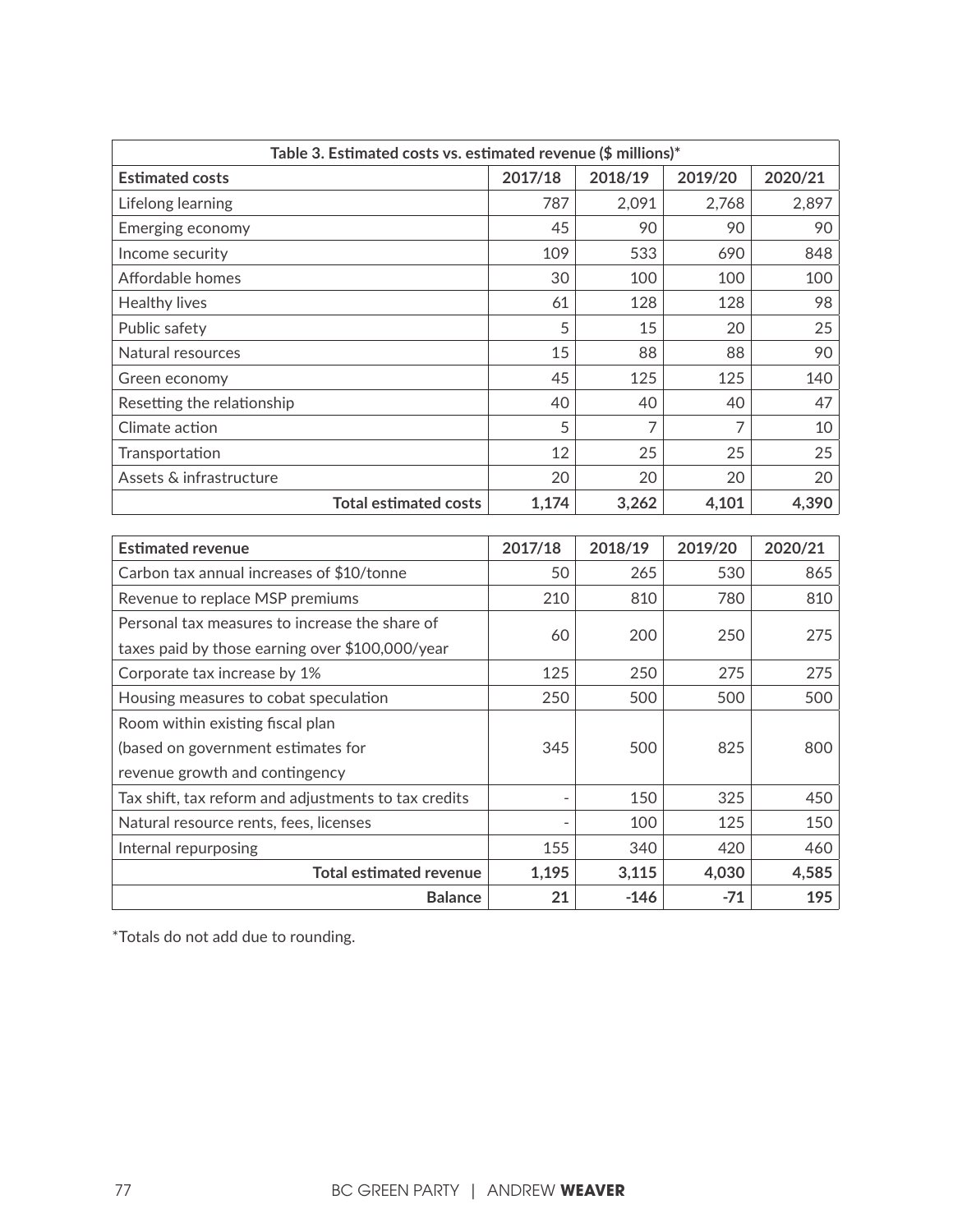| Table 3. Estimated costs vs. estimated revenue ($ millions)* | | | | |
|---|---|---|---|---|
| **Estimated costs** | **2017/18** | **2018/19** | **2019/20** | **2020/21** |
| Lifelong learning | 787 | 2,091 | 2,768 | 2,897 |
| Emerging economy | 45 | 90 | 90 | 90 |
| Income security | 109 | 533 | 690 | 848 |
| Affordable homes | 30 | 100 | 100 | 100 |
| Healthy lives | 61 | 128 | 128 | 98 |
| Public safety | 5 | 15 | 20 | 25 |
| Natural resources | 15 | 88 | 88 | 90 |
| Green economy | 45 | 125 | 125 | 140 |
| Resetting the relationship | 40 | 40 | 40 | 47 |
| Climate action | 5 | 7 | 7 | 10 |
| Transportation | 12 | 25 | 25 | 25 |
| Assets & infrastructure | 20 | 20 | 20 | 20 |
| **Total estimated costs** | **1,174** | **3,262** | **4,101** | **4,390** |

| **Estimated revenue** | **2017/18** | **2018/19** | **2019/20** | **2020/21** |
|---|---|---|---|---|
| Carbon tax annual increases of $10/tonne | 50 | 265 | 530 | 865 |
| Revenue to replace MSP premiums | 210 | 810 | 780 | 810 |
| Personal tax measures to increase the share of taxes paid by those earning over $100,000/year | 60 | 200 | 250 | 275 |
| Corporate tax increase by 1% | 125 | 250 | 275 | 275 |
| Housing measures to cobat speculation | 250 | 500 | 500 | 500 |
| Room within existing fiscal plan (based on government estimates for revenue growth and contingency | 345 | 500 | 825 | 800 |
| Tax shift, tax reform and adjustments to tax credits | - | 150 | 325 | 450 |
| Natural resource rents, fees, licenses | - | 100 | 125 | 150 |
| Internal repurposing | 155 | 340 | 420 | 460 |
| **Total estimated revenue** | **1,195** | **3,115** | **4,030** | **4,585** |
| **Balance** | **21** | **-146** | **-71** | **195** |

*Totals do not add due to rounding.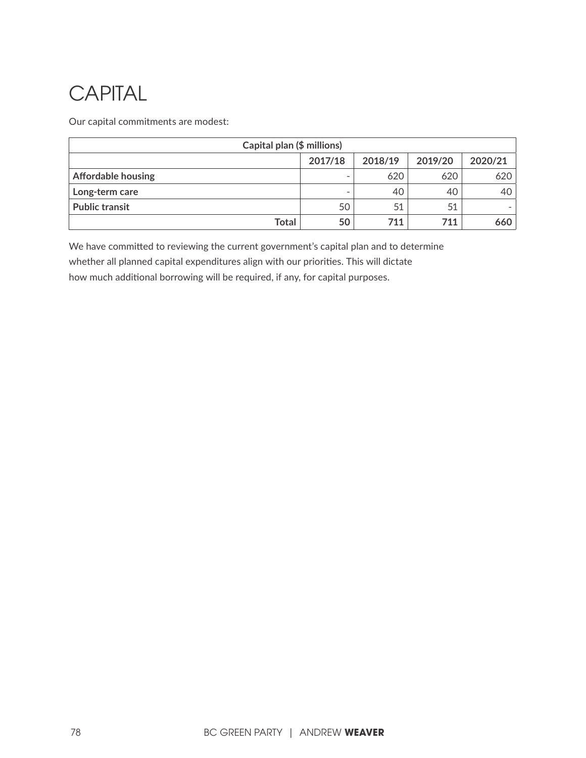# CAPITAL

Our capital commitments are modest:

| Capital plan ($ millions) | | | | |
|---|---|---|---|---|
| | 2017/18 | 2018/19 | 2019/20 | 2020/21 |
| **Affordable housing** | - | 620 | 620 | 620 |
| **Long-term care** | - | 40 | 40 | 40 |
| **Public transit** | 50 | 51 | 51 | - |
| **Total** | **50** | **711** | **711** | **660** |

We have committed to reviewing the current government's capital plan and to determine whether all planned capital expenditures align with our priorities. This will dictate how much additional borrowing will be required, if any, for capital purposes.